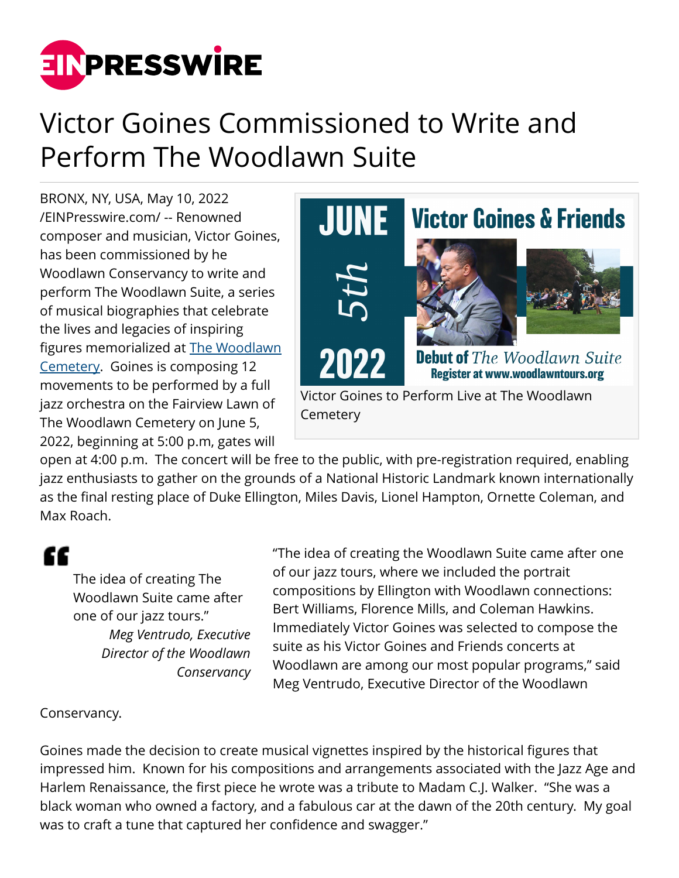# Victor Goines Commissioned to Write and Perform The Woodlawn Suite

BRONX, NY, USA, May 10, 2022 /EINPresswire.com/ -- Renowned composer and musician, Victor Goines, has been commissioned by he Woodlawn Conservancy to write and perform The Woodlawn Suite, a series of musical biographies that celebrate the lives and legacies of inspiring figures memorialized at [The Woodlawn Cemetery](). Goines is composing 12 movements to be performed by a full jazz orchestra on the Fairview Lawn of The Woodlawn Cemetery on June 5, 2022, beginning at 5:00 p.m, gates will open at 4:00 p.m. The concert will be free to the public, with pre-registration required, enabling jazz enthusiasts to gather on the grounds of a National Historic Landmark known internationally as the final resting place of Duke Ellington, Miles Davis, Lionel Hampton, Ornette Coleman, and Max Roach.

JUNE 5th 2022 — Victor Goines & Friends — Debut of *The Woodlawn Suite* — Register at www.woodlawntours.org

Victor Goines to Perform Live at The Woodlawn Cemetery

> The idea of creating The Woodlawn Suite came after one of our jazz tours."
>
> *Meg Ventrudo, Executive Director of the Woodlawn Conservancy*

"The idea of creating the Woodlawn Suite came after one of our jazz tours, where we included the portrait compositions by Ellington with Woodlawn connections: Bert Williams, Florence Mills, and Coleman Hawkins. Immediately Victor Goines was selected to compose the suite as his Victor Goines and Friends concerts at Woodlawn are among our most popular programs," said Meg Ventrudo, Executive Director of the Woodlawn Conservancy.

Goines made the decision to create musical vignettes inspired by the historical figures that impressed him. Known for his compositions and arrangements associated with the Jazz Age and Harlem Renaissance, the first piece he wrote was a tribute to Madam C.J. Walker. "She was a black woman who owned a factory, and a fabulous car at the dawn of the 20th century. My goal was to craft a tune that captured her confidence and swagger."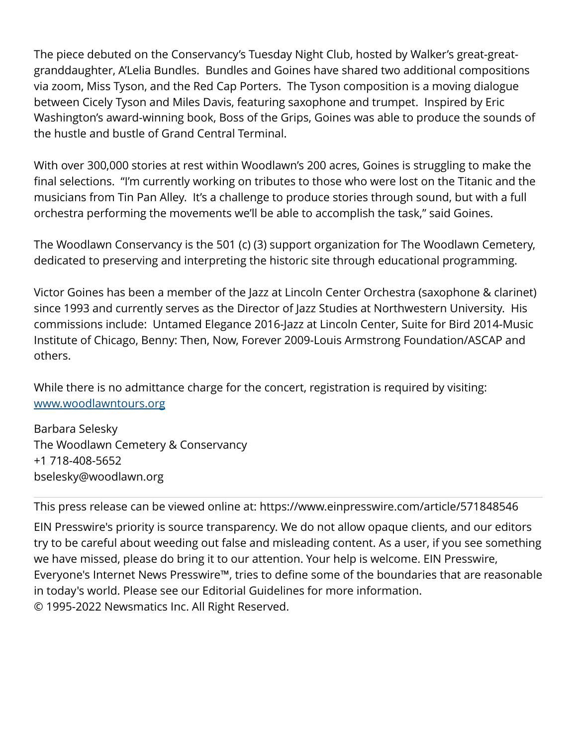The piece debuted on the Conservancy's Tuesday Night Club, hosted by Walker's great-great-granddaughter, A'Lelia Bundles. Bundles and Goines have shared two additional compositions via zoom, Miss Tyson, and the Red Cap Porters. The Tyson composition is a moving dialogue between Cicely Tyson and Miles Davis, featuring saxophone and trumpet. Inspired by Eric Washington's award-winning book, Boss of the Grips, Goines was able to produce the sounds of the hustle and bustle of Grand Central Terminal.

With over 300,000 stories at rest within Woodlawn's 200 acres, Goines is struggling to make the final selections. "I'm currently working on tributes to those who were lost on the Titanic and the musicians from Tin Pan Alley. It's a challenge to produce stories through sound, but with a full orchestra performing the movements we'll be able to accomplish the task," said Goines.

The Woodlawn Conservancy is the 501 (c) (3) support organization for The Woodlawn Cemetery, dedicated to preserving and interpreting the historic site through educational programming.

Victor Goines has been a member of the Jazz at Lincoln Center Orchestra (saxophone & clarinet) since 1993 and currently serves as the Director of Jazz Studies at Northwestern University. His commissions include: Untamed Elegance 2016-Jazz at Lincoln Center, Suite for Bird 2014-Music Institute of Chicago, Benny: Then, Now, Forever 2009-Louis Armstrong Foundation/ASCAP and others.

While there is no admittance charge for the concert, registration is required by visiting: [www.woodlawntours.org](www.woodlawntours.org)

Barbara Selesky
The Woodlawn Cemetery & Conservancy
+1 718-408-5652
bselesky@woodlawn.org

---

This press release can be viewed online at: https://www.einpresswire.com/article/571848546

EIN Presswire's priority is source transparency. We do not allow opaque clients, and our editors try to be careful about weeding out false and misleading content. As a user, if you see something we have missed, please do bring it to our attention. Your help is welcome. EIN Presswire, Everyone's Internet News Presswire™, tries to define some of the boundaries that are reasonable in today's world. Please see our Editorial Guidelines for more information.
© 1995-2022 Newsmatics Inc. All Right Reserved.